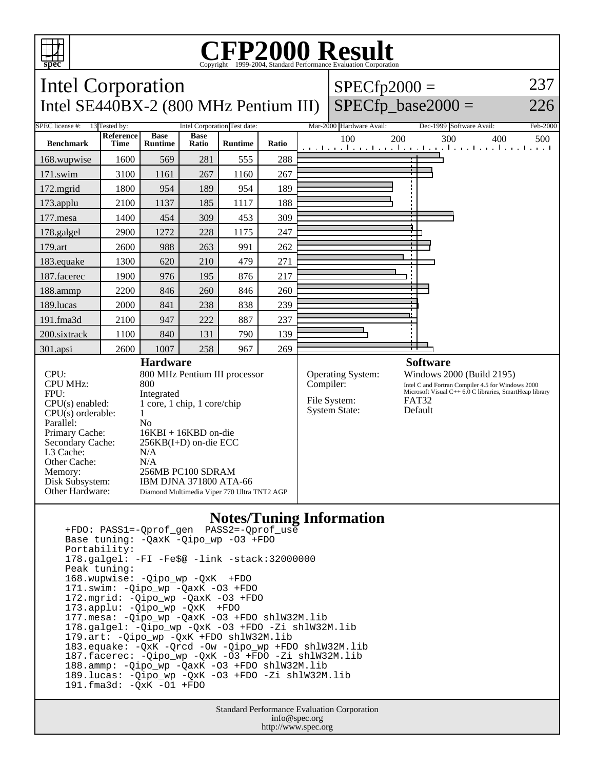# CFP2000 Result

Copyright 1999-2004, Standard Performance Evaluation Corporation

## Intel Corporation
## Intel SE440BX-2 (800 MHz Pentium III)

SPECfp2000 = 237
SPECfp_base2000 = 226

| SPEC license #: | 13 | Tested by: | Intel Corporation | Test date: | Mar-2000 | Hardware Avail: | Dec-1999 | Software Avail: | Feb-2000 |
|---|---|---|---|---|---|---|---|---|---|

| Benchmark | Reference Time | Base Runtime | Base Ratio | Runtime | Ratio |
|---|---|---|---|---|---|
| 168.wupwise | 1600 | 569 | 281 | 555 | 288 |
| 171.swim | 3100 | 1161 | 267 | 1160 | 267 |
| 172.mgrid | 1800 | 954 | 189 | 954 | 189 |
| 173.applu | 2100 | 1137 | 185 | 1117 | 188 |
| 177.mesa | 1400 | 454 | 309 | 453 | 309 |
| 178.galgel | 2900 | 1272 | 228 | 1175 | 247 |
| 179.art | 2600 | 988 | 263 | 991 | 262 |
| 183.equake | 1300 | 620 | 210 | 479 | 271 |
| 187.facerec | 1900 | 976 | 195 | 876 | 217 |
| 188.ammp | 2200 | 846 | 260 | 846 | 260 |
| 189.lucas | 2000 | 841 | 238 | 838 | 239 |
| 191.fma3d | 2100 | 947 | 222 | 887 | 237 |
| 200.sixtrack | 1100 | 840 | 131 | 790 | 139 |
| 301.apsi | 2600 | 1007 | 258 | 967 | 269 |

### Hardware

| | |
|---|---|
| CPU: | 800 MHz Pentium III processor |
| CPU MHz: | 800 |
| FPU: | Integrated |
| CPU(s) enabled: | 1 core, 1 chip, 1 core/chip |
| CPU(s) orderable: | 1 |
| Parallel: | No |
| Primary Cache: | 16KBI + 16KBD on-die |
| Secondary Cache: | 256KB(I+D) on-die ECC |
| L3 Cache: | N/A |
| Other Cache: | N/A |
| Memory: | 256MB PC100 SDRAM |
| Disk Subsystem: | IBM DJNA 371800 ATA-66 |
| Other Hardware: | Diamond Multimedia Viper 770 Ultra TNT2 AGP |

### Software

| | |
|---|---|
| Operating System: | Windows 2000 (Build 2195) |
| Compiler: | Intel C and Fortran Compiler 4.5 for Windows 2000 Microsoft Visual C++ 6.0 C libraries, SmartHeap library |
| File System: | FAT32 |
| System State: | Default |

## Notes/Tuning Information

```
+FDO: PASS1=-Qprof_gen  PASS2=-Qprof_use
Base tuning: -QaxK -Qipo_wp -O3 +FDO
Portability:
178.galgel: -FI -Fe$@ -link -stack:32000000
Peak tuning:
168.wupwise: -Qipo_wp -QxK  +FDO
171.swim: -Qipo_wp -QaxK -O3 +FDO
172.mgrid: -Qipo_wp -QaxK -O3 +FDO
173.applu: -Qipo_wp -QxK  +FDO
177.mesa: -Qipo_wp -QaxK -O3 +FDO shlW32M.lib
178.galgel: -Qipo_wp -QxK -O3 +FDO -Zi shlW32M.lib
179.art: -Qipo_wp -QxK +FDO shlW32M.lib
183.equake: -QxK -Qrcd -Ow -Qipo_wp +FDO shlW32M.lib
187.facerec: -Qipo_wp -QxK -O3 +FDO -Zi shlW32M.lib
188.ammp: -Qipo_wp -QaxK -O3 +FDO shlW32M.lib
189.lucas: -Qipo_wp -QxK -O3 +FDO -Zi shlW32M.lib
191.fma3d: -QxK -O1 +FDO
```

Standard Performance Evaluation Corporation
info@spec.org
http://www.spec.org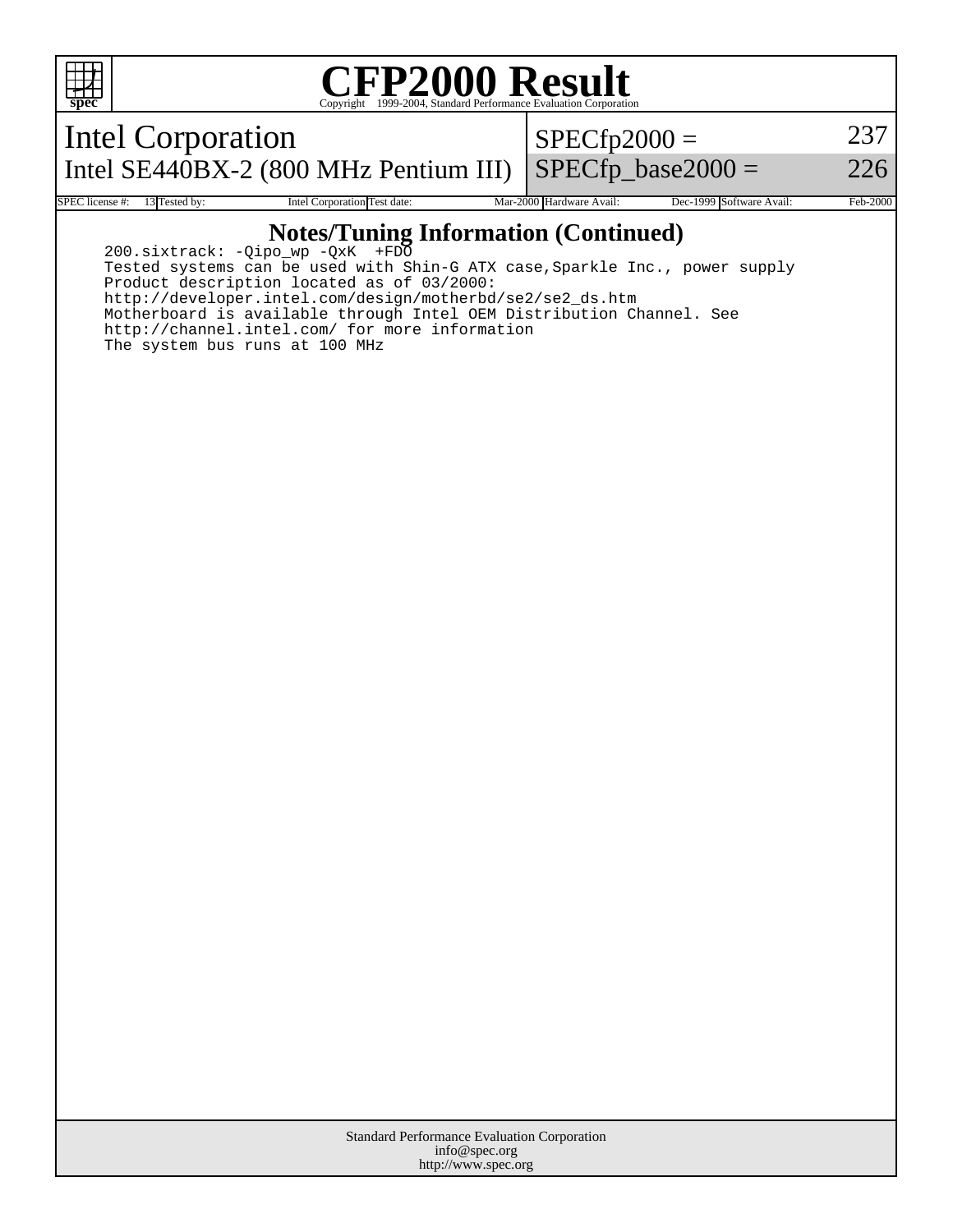# CFP2000 Result

Copyright 1999-2004, Standard Performance Evaluation Corporation

Intel Corporation

Intel SE440BX-2 (800 MHz Pentium III)

SPECfp2000 = 237

SPECfp_base2000 = 226

| SPEC license #: | 13 | Tested by: | Intel Corporation | Test date: | Mar-2000 | Hardware Avail: | Dec-1999 | Software Avail: | Feb-2000 |
|---|---|---|---|---|---|---|---|---|---|

## Notes/Tuning Information (Continued)

```
200.sixtrack: -Qipo_wp -QxK  +FDO
Tested systems can be used with Shin-G ATX case,Sparkle Inc., power supply
Product description located as of 03/2000:
http://developer.intel.com/design/motherbd/se2/se2_ds.htm
Motherboard is available through Intel OEM Distribution Channel. See
http://channel.intel.com/ for more information
The system bus runs at 100 MHz
```

Standard Performance Evaluation Corporation
info@spec.org
http://www.spec.org